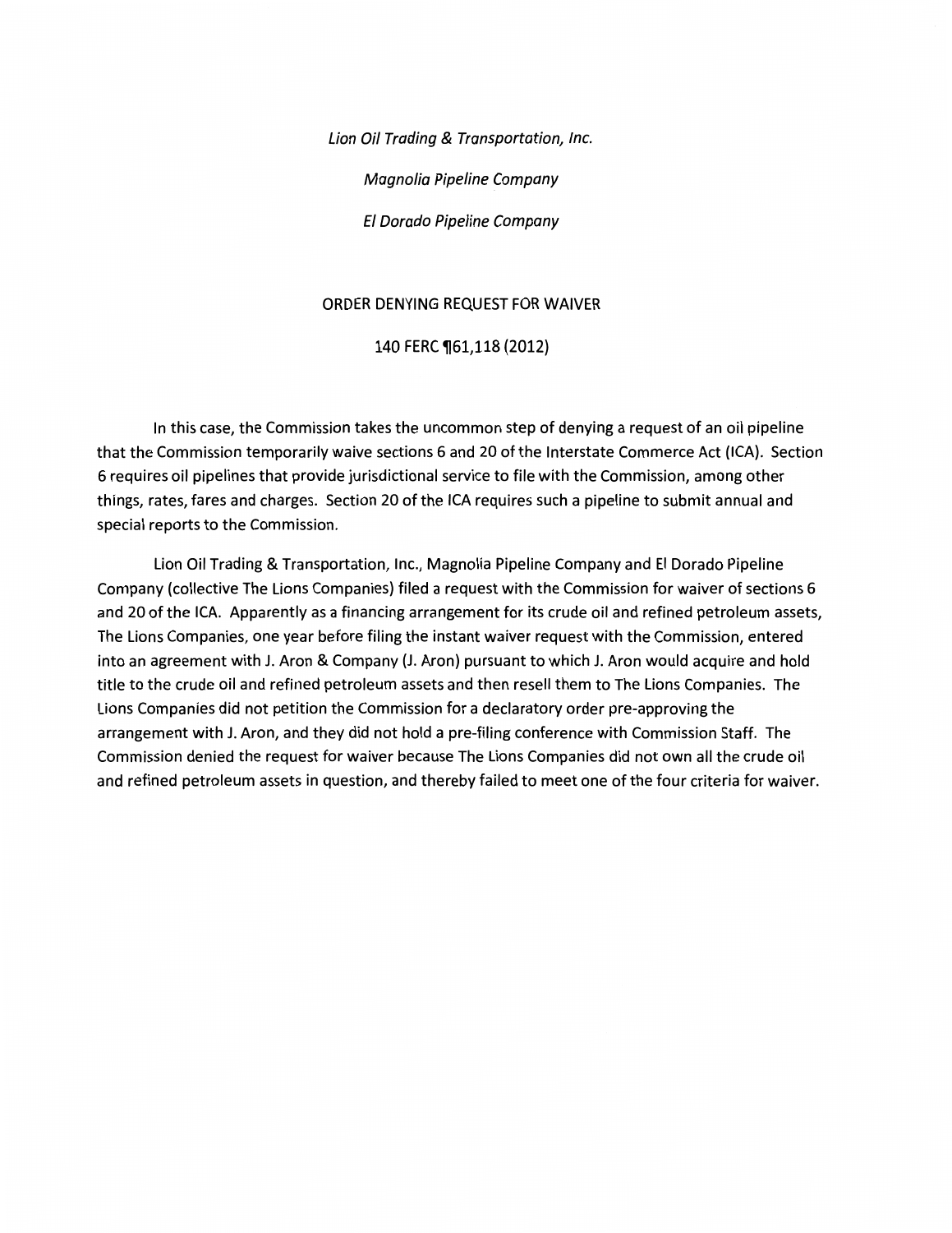*Lion Oil Trading & Transportation, Inc.*

*Magnolia Pipeline Company*

*El Dorado Pipeline Company*

ORDER DENYING REQUEST FOR WAIVER

140 FERC ¶61,118 (2012)

In this case, the Commission takes the uncommon step of denying a request of an oil pipeline that the Commission temporarily waive sections 6 and 20 of the Interstate Commerce Act (ICA). Section 6 requires oil pipelines that provide jurisdictional service to file with the Commission, among other things, rates, fares and charges. Section 20 of the ICA requires such a pipeline to submit annual and special reports to the Commission.

Lion Oil Trading & Transportation, Inc., Magnolia Pipeline Company and El Dorado Pipeline Company (collective The Lions Companies) filed a request with the Commission for waiver of sections 6 and 20 of the ICA. Apparently as a financing arrangement for its crude oil and refined petroleum assets, The Lions Companies, one year before filing the instant waiver request with the Commission, entered into an agreement with J. Aron & Company (J. Aron) pursuant to which J. Aron would acquire and hold title to the crude oil and refined petroleum assets and then resell them to The Lions Companies. The Lions Companies did not petition the Commission for a declaratory order pre-approving the arrangement with J. Aron, and they did not hold a pre-filing conference with Commission Staff. The Commission denied the request for waiver because The Lions Companies did not own all the crude oil and refined petroleum assets in question, and thereby failed to meet one of the four criteria for waiver.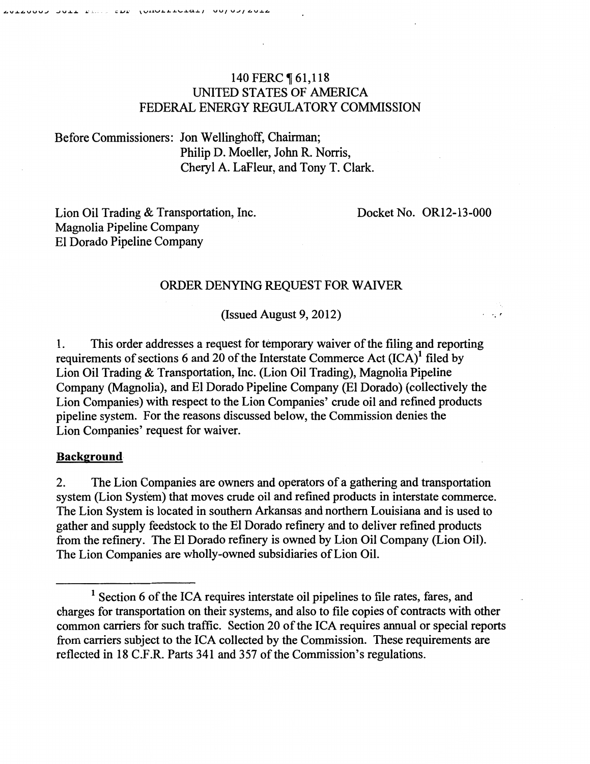140 FERC ¶ 61,118
UNITED STATES OF AMERICA
FEDERAL ENERGY REGULATORY COMMISSION

Before Commissioners: Jon Wellinghoff, Chairman;
Philip D. Moeller, John R. Norris,
Cheryl A. LaFleur, and Tony T. Clark.

Lion Oil Trading & Transportation, Inc.
Magnolia Pipeline Company
El Dorado Pipeline Company

Docket No. OR12-13-000

ORDER DENYING REQUEST FOR WAIVER

(Issued August 9, 2012)

1. This order addresses a request for temporary waiver of the filing and reporting requirements of sections 6 and 20 of the Interstate Commerce Act (ICA)[1] filed by Lion Oil Trading & Transportation, Inc. (Lion Oil Trading), Magnolia Pipeline Company (Magnolia), and El Dorado Pipeline Company (El Dorado) (collectively the Lion Companies) with respect to the Lion Companies' crude oil and refined products pipeline system. For the reasons discussed below, the Commission denies the Lion Companies' request for waiver.

**Background**

2. The Lion Companies are owners and operators of a gathering and transportation system (Lion System) that moves crude oil and refined products in interstate commerce. The Lion System is located in southern Arkansas and northern Louisiana and is used to gather and supply feedstock to the El Dorado refinery and to deliver refined products from the refinery. The El Dorado refinery is owned by Lion Oil Company (Lion Oil). The Lion Companies are wholly-owned subsidiaries of Lion Oil.

[1] Section 6 of the ICA requires interstate oil pipelines to file rates, fares, and charges for transportation on their systems, and also to file copies of contracts with other common carriers for such traffic. Section 20 of the ICA requires annual or special reports from carriers subject to the ICA collected by the Commission. These requirements are reflected in 18 C.F.R. Parts 341 and 357 of the Commission's regulations.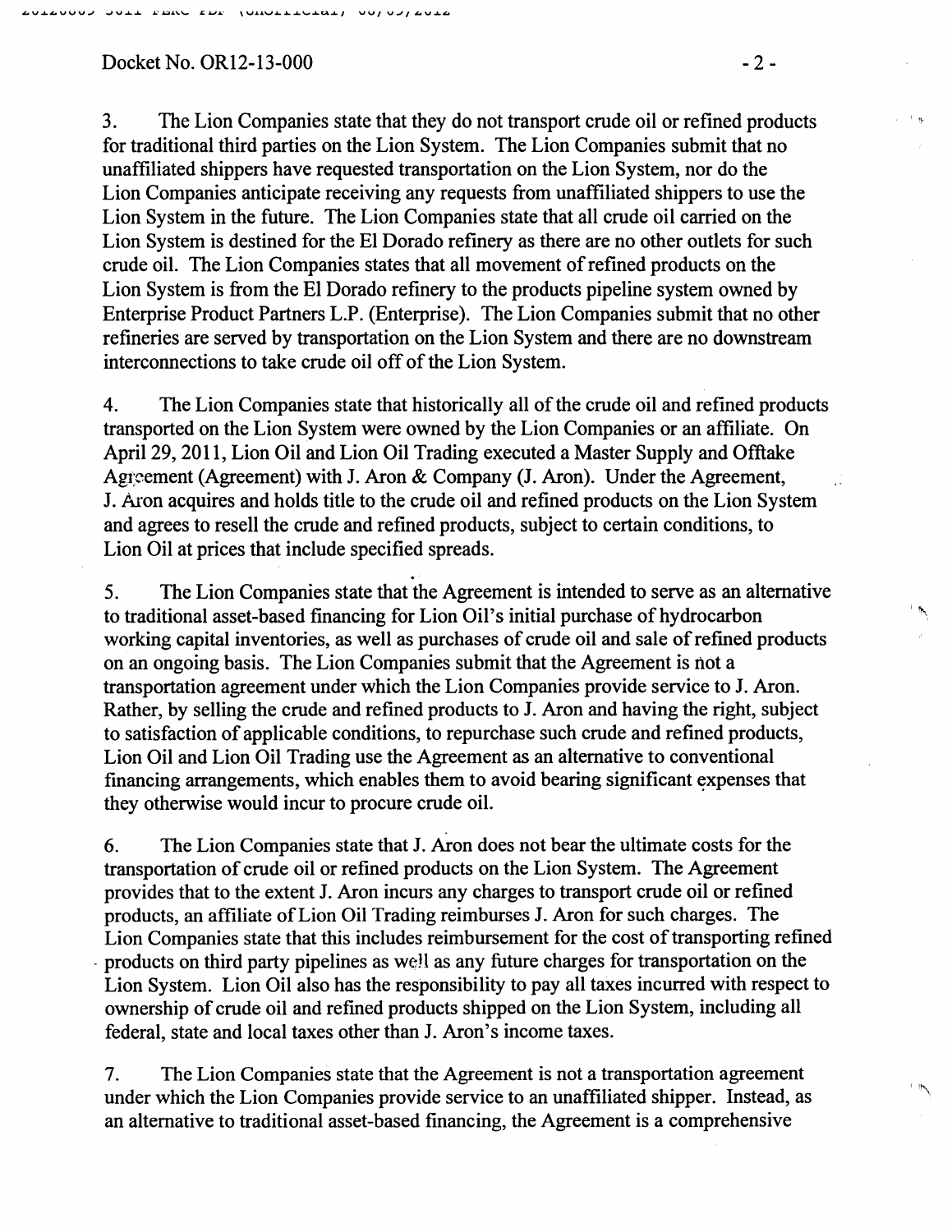3. The Lion Companies state that they do not transport crude oil or refined products for traditional third parties on the Lion System. The Lion Companies submit that no unaffiliated shippers have requested transportation on the Lion System, nor do the Lion Companies anticipate receiving any requests from unaffiliated shippers to use the Lion System in the future. The Lion Companies state that all crude oil carried on the Lion System is destined for the El Dorado refinery as there are no other outlets for such crude oil. The Lion Companies states that all movement of refined products on the Lion System is from the El Dorado refinery to the products pipeline system owned by Enterprise Product Partners L.P. (Enterprise). The Lion Companies submit that no other refineries are served by transportation on the Lion System and there are no downstream interconnections to take crude oil off of the Lion System.

4. The Lion Companies state that historically all of the crude oil and refined products transported on the Lion System were owned by the Lion Companies or an affiliate. On April 29, 2011, Lion Oil and Lion Oil Trading executed a Master Supply and Offtake Agreement (Agreement) with J. Aron & Company (J. Aron). Under the Agreement, J. Aron acquires and holds title to the crude oil and refined products on the Lion System and agrees to resell the crude and refined products, subject to certain conditions, to Lion Oil at prices that include specified spreads.

5. The Lion Companies state that the Agreement is intended to serve as an alternative to traditional asset-based financing for Lion Oil's initial purchase of hydrocarbon working capital inventories, as well as purchases of crude oil and sale of refined products on an ongoing basis. The Lion Companies submit that the Agreement is not a transportation agreement under which the Lion Companies provide service to J. Aron. Rather, by selling the crude and refined products to J. Aron and having the right, subject to satisfaction of applicable conditions, to repurchase such crude and refined products, Lion Oil and Lion Oil Trading use the Agreement as an alternative to conventional financing arrangements, which enables them to avoid bearing significant expenses that they otherwise would incur to procure crude oil.

6. The Lion Companies state that J. Aron does not bear the ultimate costs for the transportation of crude oil or refined products on the Lion System. The Agreement provides that to the extent J. Aron incurs any charges to transport crude oil or refined products, an affiliate of Lion Oil Trading reimburses J. Aron for such charges. The Lion Companies state that this includes reimbursement for the cost of transporting refined products on third party pipelines as well as any future charges for transportation on the Lion System. Lion Oil also has the responsibility to pay all taxes incurred with respect to ownership of crude oil and refined products shipped on the Lion System, including all federal, state and local taxes other than J. Aron's income taxes.

7. The Lion Companies state that the Agreement is not a transportation agreement under which the Lion Companies provide service to an unaffiliated shipper. Instead, as an alternative to traditional asset-based financing, the Agreement is a comprehensive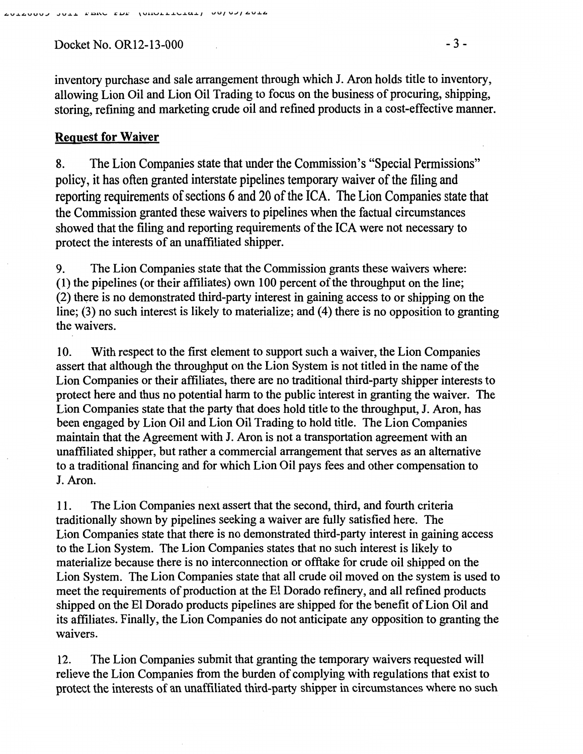inventory purchase and sale arrangement through which J. Aron holds title to inventory, allowing Lion Oil and Lion Oil Trading to focus on the business of procuring, shipping, storing, refining and marketing crude oil and refined products in a cost-effective manner.

## Request for Waiver

8. The Lion Companies state that under the Commission's "Special Permissions" policy, it has often granted interstate pipelines temporary waiver of the filing and reporting requirements of sections 6 and 20 of the ICA. The Lion Companies state that the Commission granted these waivers to pipelines when the factual circumstances showed that the filing and reporting requirements of the ICA were not necessary to protect the interests of an unaffiliated shipper.

9. The Lion Companies state that the Commission grants these waivers where: (1) the pipelines (or their affiliates) own 100 percent of the throughput on the line; (2) there is no demonstrated third-party interest in gaining access to or shipping on the line; (3) no such interest is likely to materialize; and (4) there is no opposition to granting the waivers.

10. With respect to the first element to support such a waiver, the Lion Companies assert that although the throughput on the Lion System is not titled in the name of the Lion Companies or their affiliates, there are no traditional third-party shipper interests to protect here and thus no potential harm to the public interest in granting the waiver. The Lion Companies state that the party that does hold title to the throughput, J. Aron, has been engaged by Lion Oil and Lion Oil Trading to hold title. The Lion Companies maintain that the Agreement with J. Aron is not a transportation agreement with an unaffiliated shipper, but rather a commercial arrangement that serves as an alternative to a traditional financing and for which Lion Oil pays fees and other compensation to J. Aron.

11. The Lion Companies next assert that the second, third, and fourth criteria traditionally shown by pipelines seeking a waiver are fully satisfied here. The Lion Companies state that there is no demonstrated third-party interest in gaining access to the Lion System. The Lion Companies states that no such interest is likely to materialize because there is no interconnection or offtake for crude oil shipped on the Lion System. The Lion Companies state that all crude oil moved on the system is used to meet the requirements of production at the El Dorado refinery, and all refined products shipped on the El Dorado products pipelines are shipped for the benefit of Lion Oil and its affiliates. Finally, the Lion Companies do not anticipate any opposition to granting the waivers.

12. The Lion Companies submit that granting the temporary waivers requested will relieve the Lion Companies from the burden of complying with regulations that exist to protect the interests of an unaffiliated third-party shipper in circumstances where no such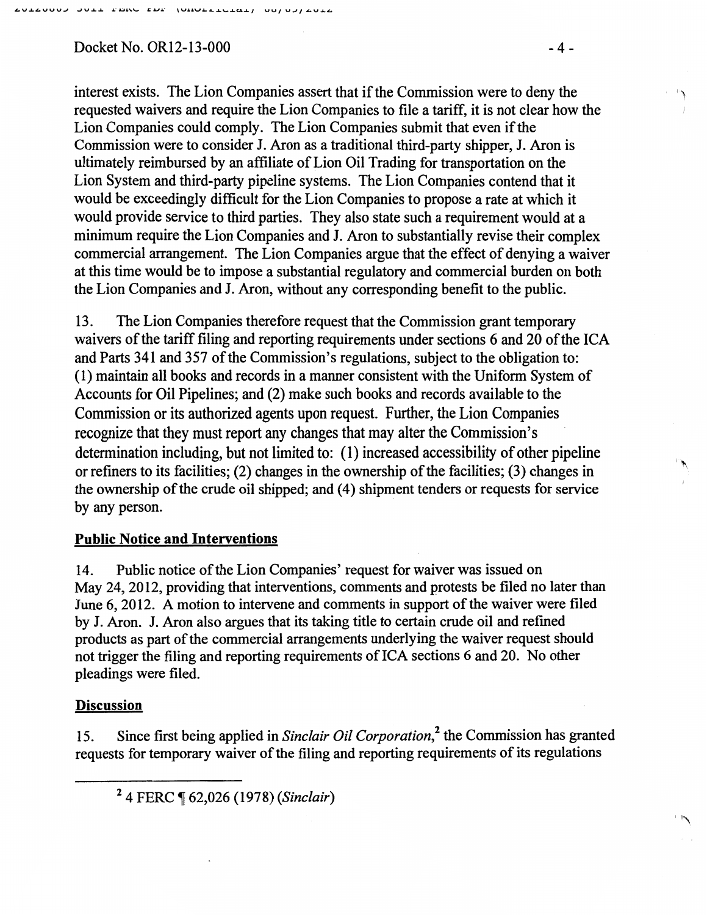interest exists. The Lion Companies assert that if the Commission were to deny the requested waivers and require the Lion Companies to file a tariff, it is not clear how the Lion Companies could comply. The Lion Companies submit that even if the Commission were to consider J. Aron as a traditional third-party shipper, J. Aron is ultimately reimbursed by an affiliate of Lion Oil Trading for transportation on the Lion System and third-party pipeline systems. The Lion Companies contend that it would be exceedingly difficult for the Lion Companies to propose a rate at which it would provide service to third parties. They also state such a requirement would at a minimum require the Lion Companies and J. Aron to substantially revise their complex commercial arrangement. The Lion Companies argue that the effect of denying a waiver at this time would be to impose a substantial regulatory and commercial burden on both the Lion Companies and J. Aron, without any corresponding benefit to the public.

13. The Lion Companies therefore request that the Commission grant temporary waivers of the tariff filing and reporting requirements under sections 6 and 20 of the ICA and Parts 341 and 357 of the Commission's regulations, subject to the obligation to: (1) maintain all books and records in a manner consistent with the Uniform System of Accounts for Oil Pipelines; and (2) make such books and records available to the Commission or its authorized agents upon request. Further, the Lion Companies recognize that they must report any changes that may alter the Commission's determination including, but not limited to: (1) increased accessibility of other pipeline or refiners to its facilities; (2) changes in the ownership of the facilities; (3) changes in the ownership of the crude oil shipped; and (4) shipment tenders or requests for service by any person.

**Public Notice and Interventions**

14. Public notice of the Lion Companies' request for waiver was issued on May 24, 2012, providing that interventions, comments and protests be filed no later than June 6, 2012. A motion to intervene and comments in support of the waiver were filed by J. Aron. J. Aron also argues that its taking title to certain crude oil and refined products as part of the commercial arrangements underlying the waiver request should not trigger the filing and reporting requirements of ICA sections 6 and 20. No other pleadings were filed.

**Discussion**

15. Since first being applied in *Sinclair Oil Corporation*,[2] the Commission has granted requests for temporary waiver of the filing and reporting requirements of its regulations

---

[2] 4 FERC ¶ 62,026 (1978) (*Sinclair*)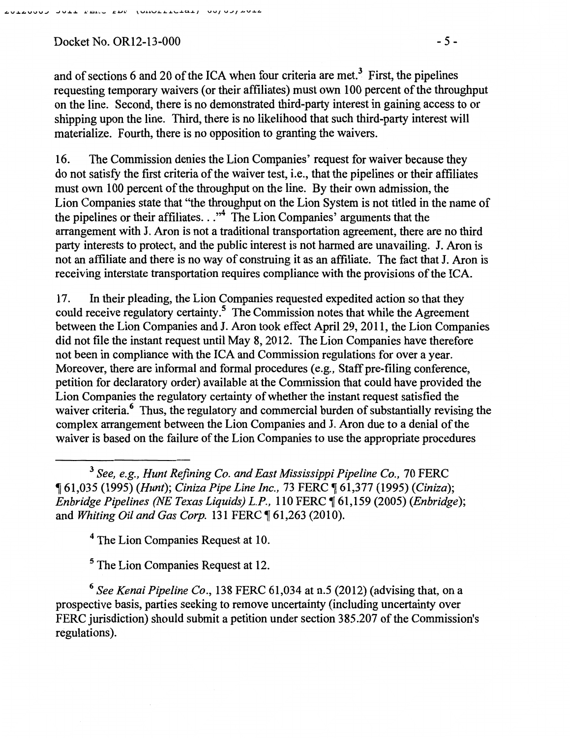and of sections 6 and 20 of the ICA when four criteria are met.[3] First, the pipelines requesting temporary waivers (or their affiliates) must own 100 percent of the throughput on the line. Second, there is no demonstrated third-party interest in gaining access to or shipping upon the line. Third, there is no likelihood that such third-party interest will materialize. Fourth, there is no opposition to granting the waivers.

16. The Commission denies the Lion Companies' request for waiver because they do not satisfy the first criteria of the waiver test, i.e., that the pipelines or their affiliates must own 100 percent of the throughput on the line. By their own admission, the Lion Companies state that "the throughput on the Lion System is not titled in the name of the pipelines or their affiliates. . ."[4] The Lion Companies' arguments that the arrangement with J. Aron is not a traditional transportation agreement, there are no third party interests to protect, and the public interest is not harmed are unavailing. J. Aron is not an affiliate and there is no way of construing it as an affiliate. The fact that J. Aron is receiving interstate transportation requires compliance with the provisions of the ICA.

17. In their pleading, the Lion Companies requested expedited action so that they could receive regulatory certainty.[5] The Commission notes that while the Agreement between the Lion Companies and J. Aron took effect April 29, 2011, the Lion Companies did not file the instant request until May 8, 2012. The Lion Companies have therefore not been in compliance with the ICA and Commission regulations for over a year. Moreover, there are informal and formal procedures (*e.g.*, Staff pre-filing conference, petition for declaratory order) available at the Commission that could have provided the Lion Companies the regulatory certainty of whether the instant request satisfied the waiver criteria.[6] Thus, the regulatory and commercial burden of substantially revising the complex arrangement between the Lion Companies and J. Aron due to a denial of the waiver is based on the failure of the Lion Companies to use the appropriate procedures

---

[3] *See, e.g., Hunt Refining Co. and East Mississippi Pipeline Co.*, 70 FERC ¶ 61,035 (1995) (*Hunt*); *Ciniza Pipe Line Inc.*, 73 FERC ¶ 61,377 (1995) (*Ciniza*); *Enbridge Pipelines (NE Texas Liquids) L.P.*, 110 FERC ¶ 61,159 (2005) (*Enbridge*); and *Whiting Oil and Gas Corp.* 131 FERC ¶ 61,263 (2010).

[4] The Lion Companies Request at 10.

[5] The Lion Companies Request at 12.

[6] *See Kenai Pipeline Co.*, 138 FERC 61,034 at n.5 (2012) (advising that, on a prospective basis, parties seeking to remove uncertainty (including uncertainty over FERC jurisdiction) should submit a petition under section 385.207 of the Commission's regulations).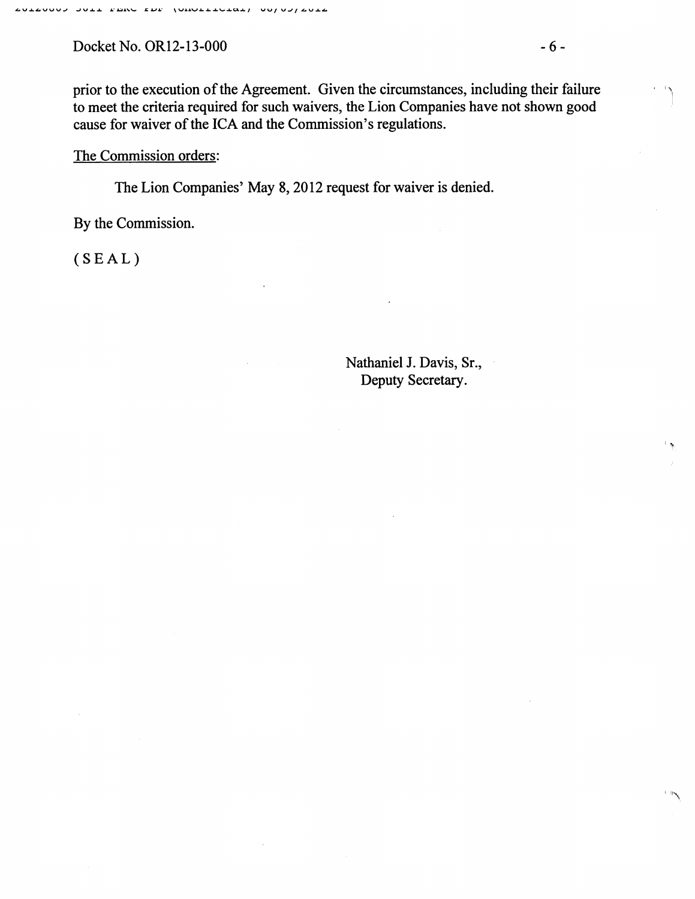prior to the execution of the Agreement. Given the circumstances, including their failure to meet the criteria required for such waivers, the Lion Companies have not shown good cause for waiver of the ICA and the Commission's regulations.

The Commission orders:

The Lion Companies' May 8, 2012 request for waiver is denied.

By the Commission.

( S E A L )

Nathaniel J. Davis, Sr.,
Deputy Secretary.